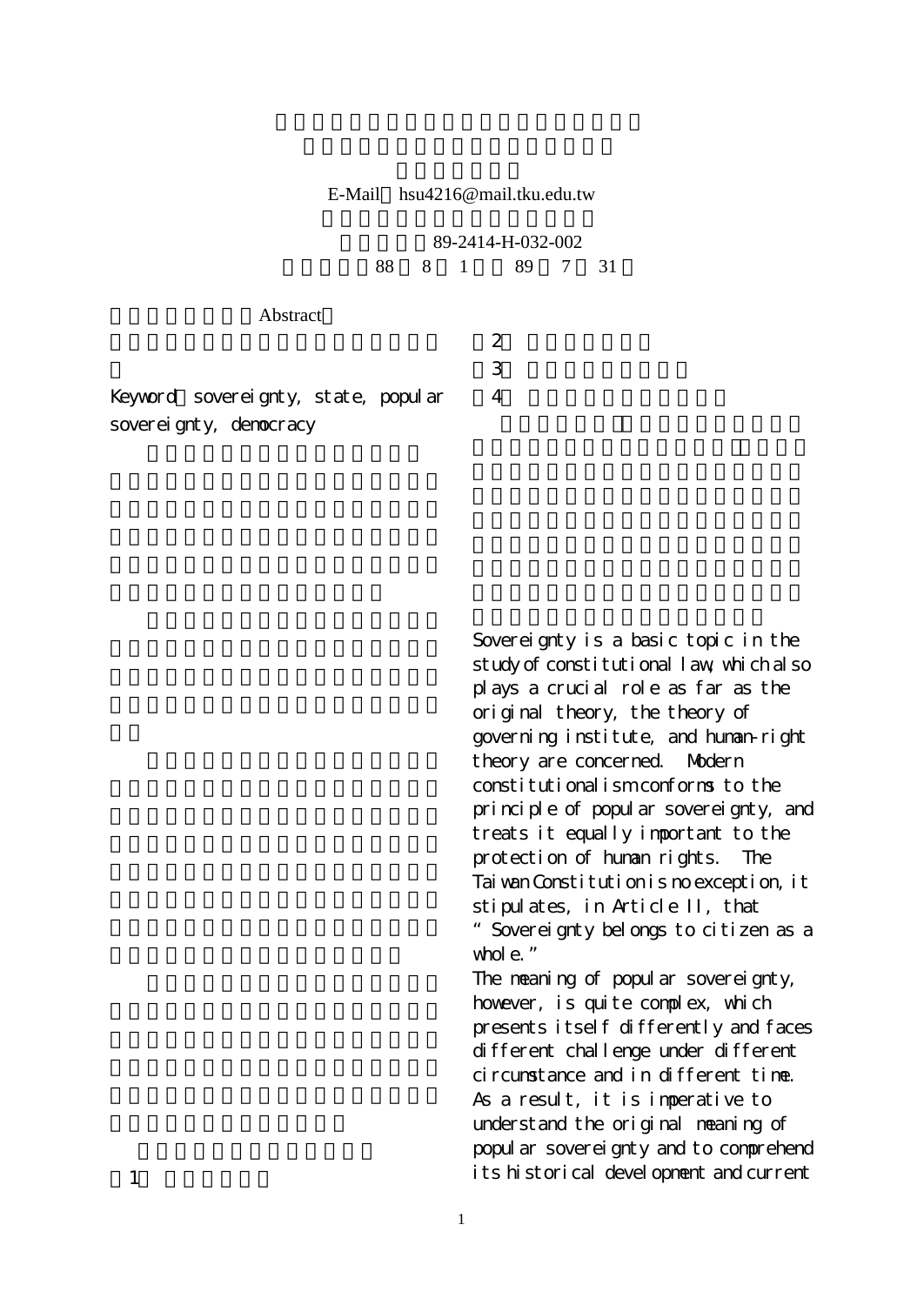E-Mail hsu4216@mail.tku.edu.tw

89-2414-H-032-002

88 8 1 89 7 31

Abstract

Keyword sovereignty, state, popular sovereignty, democracy

1

2

3

4

Sovereignty is a basic topic in the study of constitutional law, which also plays a crucial role as far as the original theory, the theory of governing institute, and human-right theory are concerned. Modern constitutionalism conforms to the principle of popular sovereignty, and treats it equally important to the protection of human rights. The Taiwan Constitution is no exception, it stipulates, in Article II, that "Sovereignty belongs to citizen as a whole."

The meaning of popular sovereignty, however, is quite complex, which presents itself differently and faces different challenge under different circumstance and in different time. As a result, it is imperative to understand the original meaning of popular sovereignty and to comprehend its historical development and current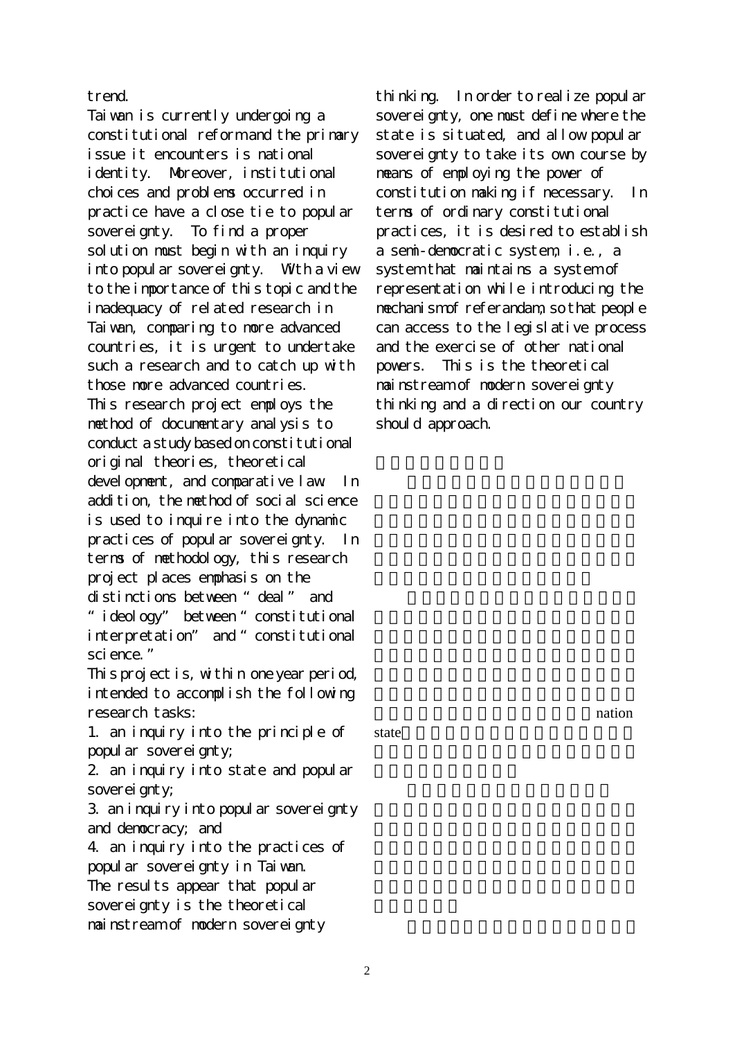trend.

Taiwan is currently undergoing a constitutional reform and the primary issue it encounters is national identity. Moreover, institutional choices and problems occurred in practice have a close tie to popular sovereignty. To find a proper solution must begin with an inquiry into popular sovereignty. With a view to the importance of this topic and the inadequacy of related research in Taiwan, comparing to more advanced countries, it is urgent to undertake such a research and to catch up with those more advanced countries.

This research project employs the method of documentary analysis to conduct a study based on constitutional original theories, theoretical development, and comparative law. In addition, the method of social science is used to inquire into the dynamic practices of popular sovereignty. In terms of methodology, this research project places emphasis on the distinctions between “deal” and “ideology” between “constitutional interpretation” and “constitutional science.”

This project is, within one year period, intended to accomplish the following research tasks:

1. an inquiry into the principle of popular sovereignty;
2. an inquiry into state and popular sovereignty;
3. an inquiry into popular sovereignty and democracy; and
4. an inquiry into the practices of popular sovereignty in Taiwan.

The results appear that popular sovereignty is the theoretical mainstream of modern sovereignty thinking. In order to realize popular sovereignty, one must define where the state is situated, and allow popular sovereignty to take its own course by means of employing the power of constitution making if necessary. In terms of ordinary constitutional practices, it is desired to establish a semi-democratic system, i.e., a system that maintains a system of representation while introducing the mechanism of referandam, so that people can access to the legislative process and the exercise of other national powers. This is the theoretical mainstream of modern sovereignty thinking and a direction our country should approach.

nation state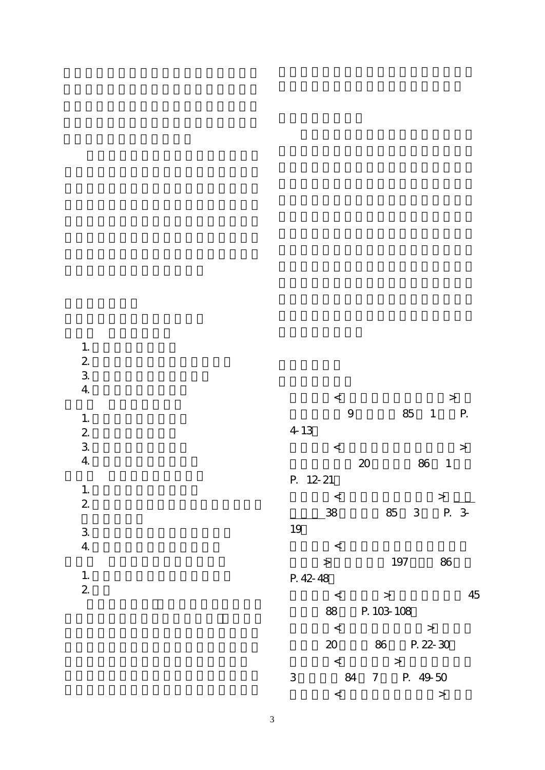1.
2.
3.
4.

1.
2.
3.
4.

1.
2.
3.
4.

1.
2.

< > 9 85 1 P. 4-13

< > 20 86 1 P. 12-21

< > 38 85 3 P. 3-19

< > 197 86 P. 42-48

< > 45 88 P. 103-108

< > 20 86 P. 22-30

< > 3 84 7 P. 49-50

< >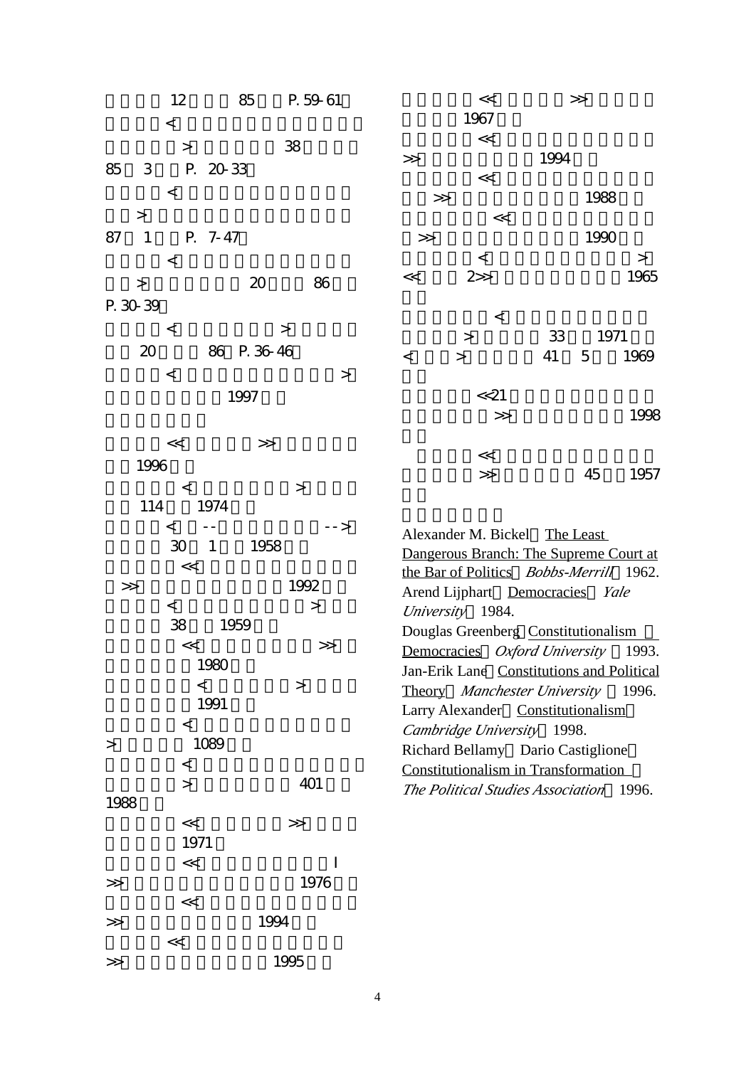12 85 P. 59-61

<

> 38

85 3 P. 20-33

<

>

87 1 P. 7-47

<

> 20 86

P. 30-39

< >

20 86 P. 36-46

< >

1997

<< >>

1996

< >

114 1974

< -- -->

30 1 1958

<<

>> 1992

< >

38 1959

<< >>

1980

< >

1991

<

> 1089

<

> 401

1988

<< >>

1971

<< I

>> 1976

<<

>> 1994

<<

>> 1995

<< >>

1967

<<

>> 1994

<<

>> 1988

<<

>> 1990

< >

<< 2>> 1965

<

> 33 1971

< > 41 5 1969

<<21

>> 1998

<<

>> 45 1957

Alexander M. Bickel, The Least Dangerous Branch: The Supreme Court at the Bar of Politics, *Bobbs-Merrill*, 1962.

Arend Lijphart, Democracies, *Yale University*, 1984.

Douglas Greenberg, Constitutionalism & Democracies, *Oxford University*, 1993.

Jan-Erik Lane, Constitutions and Political Theory, *Manchester University*, 1996.

Larry Alexander, Constitutionalism, *Cambridge University*, 1998.

Richard Bellamy, Dario Castiglione, Constitutionalism in Transformation, *The Political Studies Association*, 1996.